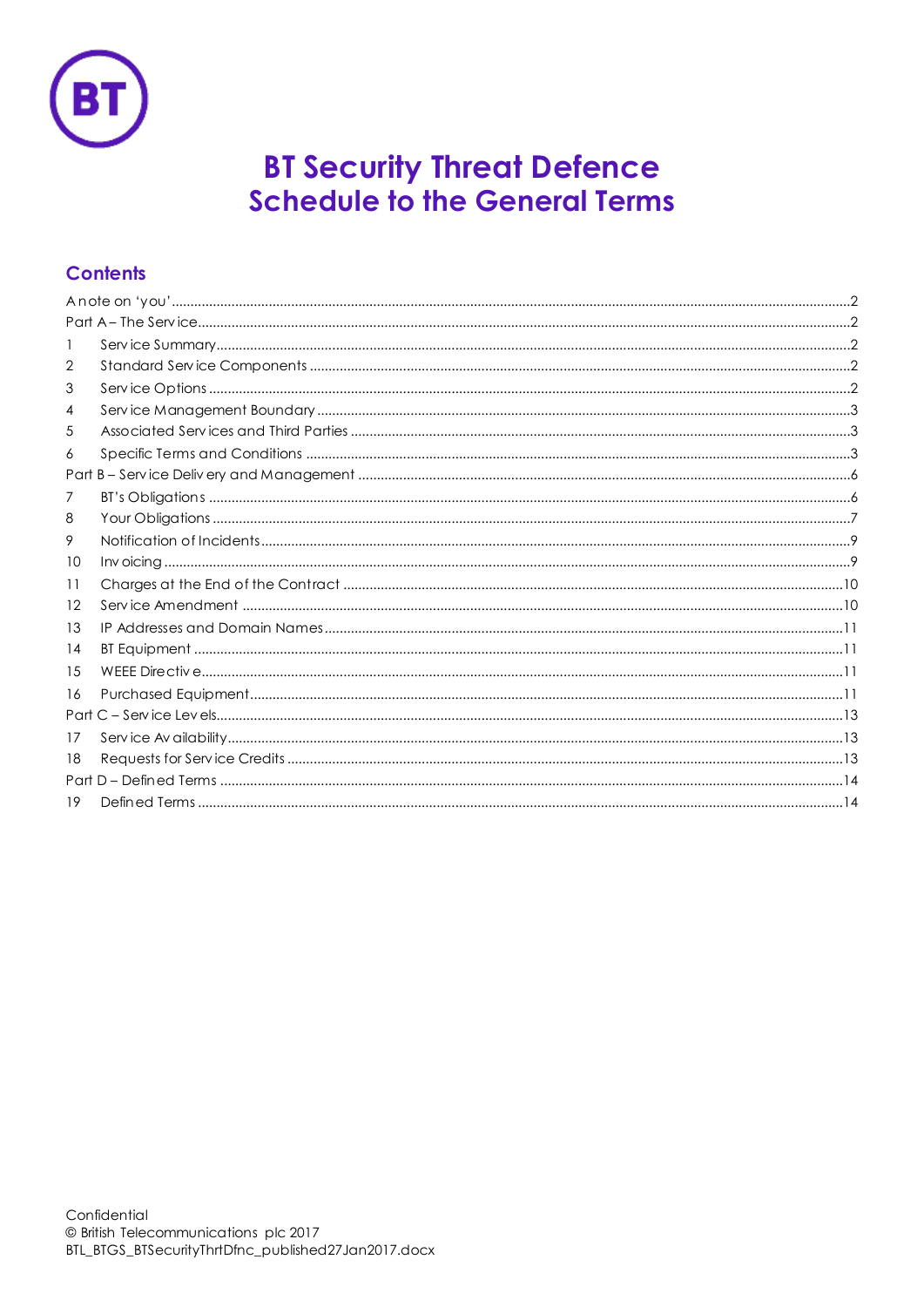# BT Security Threat Defence
# Schedule to the General Terms

## Contents

A note on 'you'.....2
Part A – The Service.....2
1 Service Summary.....2
2 Standard Service Components.....2
3 Service Options.....2
4 Service Management Boundary.....3
5 Associated Services and Third Parties.....3
6 Specific Terms and Conditions.....3
Part B – Service Delivery and Management.....6
7 BT's Obligations.....6
8 Your Obligations.....7
9 Notification of Incidents.....9
10 Invoicing.....9
11 Charges at the End of the Contract.....10
12 Service Amendment.....10
13 IP Addresses and Domain Names.....11
14 BT Equipment.....11
15 WEEE Directive.....11
16 Purchased Equipment.....11
Part C – Service Levels.....13
17 Service Availability.....13
18 Requests for Service Credits.....13
Part D – Defined Terms.....14
19 Defined Terms.....14

Confidential
© British Telecommunications plc 2017
BTL_BTGS_BTSecurityThrtDfnc_published27Jan2017.docx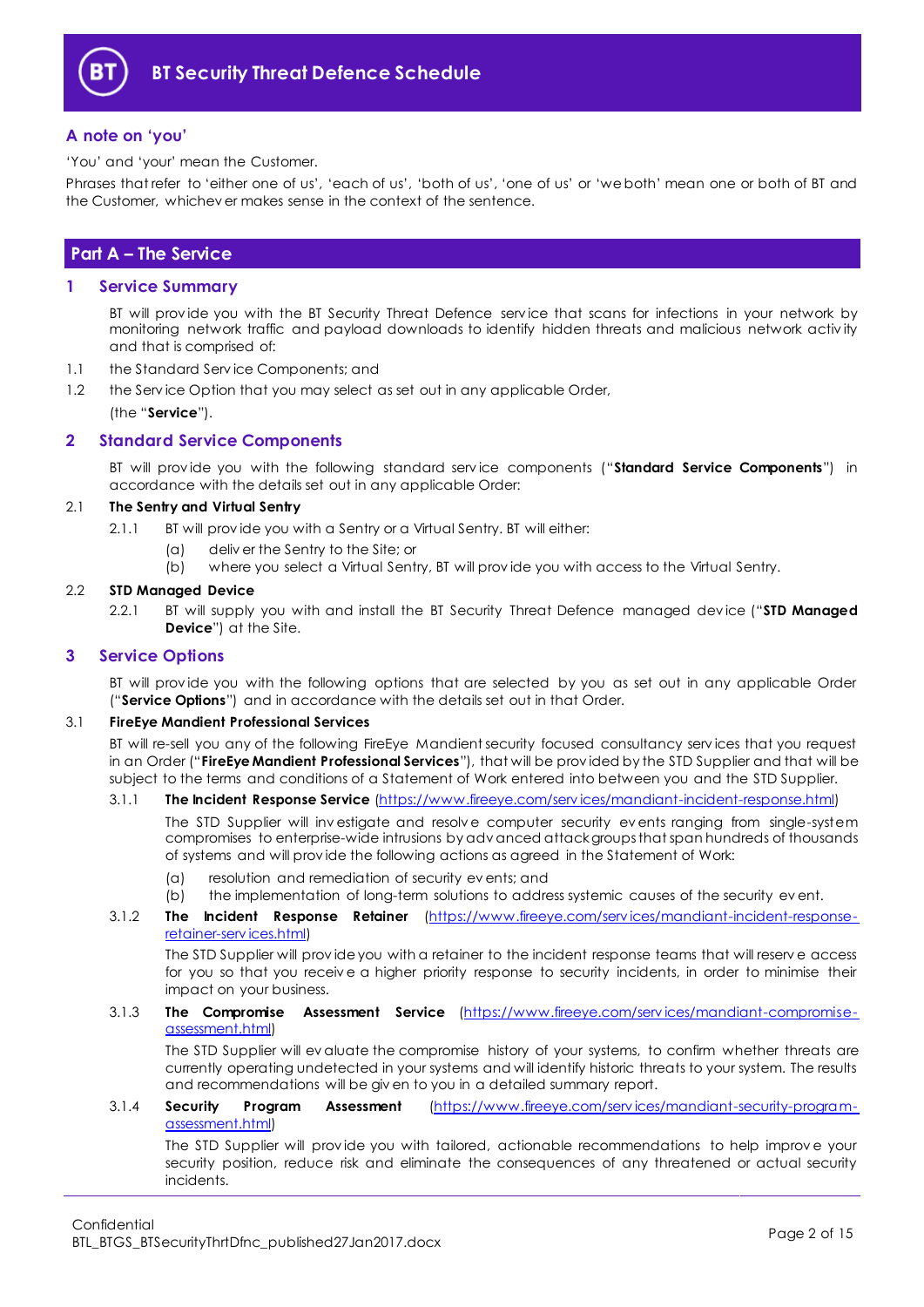## A note on 'you'

'You' and 'your' mean the Customer.

Phrases that refer to 'either one of us', 'each of us', 'both of us', 'one of us' or 'we both' mean one or both of BT and the Customer, whichever makes sense in the context of the sentence.

# Part A – The Service

## 1 Service Summary

BT will provide you with the BT Security Threat Defence service that scans for infections in your network by monitoring network traffic and payload downloads to identify hidden threats and malicious network activity and that is comprised of:

1.1 the Standard Service Components; and

1.2 the Service Option that you may select as set out in any applicable Order,

(the "**Service**").

## 2 Standard Service Components

BT will provide you with the following standard service components ("**Standard Service Components**") in accordance with the details set out in any applicable Order:

### 2.1 The Sentry and Virtual Sentry

2.1.1 BT will provide you with a Sentry or a Virtual Sentry. BT will either:

(a) deliver the Sentry to the Site; or

(b) where you select a Virtual Sentry, BT will provide you with access to the Virtual Sentry.

### 2.2 STD Managed Device

2.2.1 BT will supply you with and install the BT Security Threat Defence managed device ("**STD Managed Device**") at the Site.

## 3 Service Options

BT will provide you with the following options that are selected by you as set out in any applicable Order ("**Service Options**") and in accordance with the details set out in that Order.

### 3.1 FireEye Mandient Professional Services

BT will re-sell you any of the following FireEye Mandient security focused consultancy services that you request in an Order ("**FireEye Mandient Professional Services**"), that will be provided by the STD Supplier and that will be subject to the terms and conditions of a Statement of Work entered into between you and the STD Supplier.

3.1.1 **The Incident Response Service** (https://www.fireeye.com/services/mandiant-incident-response.html)

The STD Supplier will investigate and resolve computer security events ranging from single-system compromises to enterprise-wide intrusions by advanced attack groups that span hundreds of thousands of systems and will provide the following actions as agreed in the Statement of Work:

(a) resolution and remediation of security events; and

(b) the implementation of long-term solutions to address systemic causes of the security event.

3.1.2 **The Incident Response Retainer** (https://www.fireeye.com/services/mandiant-incident-response-retainer-services.html)

The STD Supplier will provide you with a retainer to the incident response teams that will reserve access for you so that you receive a higher priority response to security incidents, in order to minimise their impact on your business.

3.1.3 **The Compromise Assessment Service** (https://www.fireeye.com/services/mandiant-compromise-assessment.html)

The STD Supplier will evaluate the compromise history of your systems, to confirm whether threats are currently operating undetected in your systems and will identify historic threats to your system. The results and recommendations will be given to you in a detailed summary report.

3.1.4 **Security Program Assessment** (https://www.fireeye.com/services/mandiant-security-program-assessment.html)

The STD Supplier will provide you with tailored, actionable recommendations to help improve your security position, reduce risk and eliminate the consequences of any threatened or actual security incidents.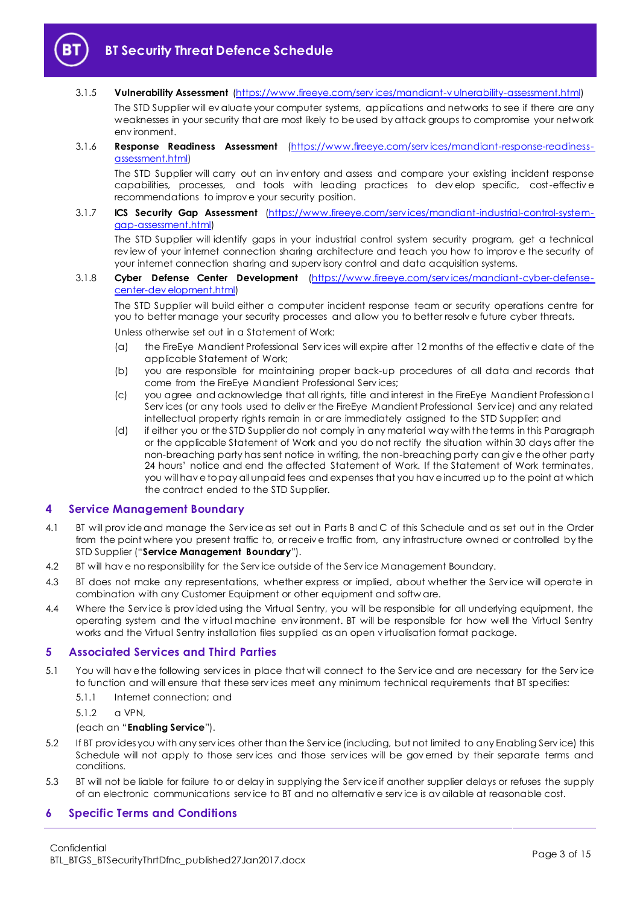3.1.5 **Vulnerability Assessment** (https://www.fireeye.com/services/mandiant-vulnerability-assessment.html)

The STD Supplier will evaluate your computer systems, applications and networks to see if there are any weaknesses in your security that are most likely to be used by attack groups to compromise your network environment.

3.1.6 **Response Readiness Assessment** (https://www.fireeye.com/services/mandiant-response-readiness-assessment.html)

The STD Supplier will carry out an inventory and assess and compare your existing incident response capabilities, processes, and tools with leading practices to develop specific, cost-effective recommendations to improve your security position.

3.1.7 **ICS Security Gap Assessment** (https://www.fireeye.com/services/mandiant-industrial-control-system-gap-assessment.html)

The STD Supplier will identify gaps in your industrial control system security program, get a technical review of your internet connection sharing architecture and teach you how to improve the security of your internet connection sharing and supervisory control and data acquisition systems.

3.1.8 **Cyber Defense Center Development** (https://www.fireeye.com/services/mandiant-cyber-defense-center-development.html)

The STD Supplier will build either a computer incident response team or security operations centre for you to better manage your security processes and allow you to better resolve future cyber threats.

Unless otherwise set out in a Statement of Work:

(a) the FireEye Mandiant Professional Services will expire after 12 months of the effective date of the applicable Statement of Work;

(b) you are responsible for maintaining proper back-up procedures of all data and records that come from the FireEye Mandiant Professional Services;

(c) you agree and acknowledge that all rights, title and interest in the FireEye Mandiant Professional Services (or any tools used to deliver the FireEye Mandiant Professional Service) and any related intellectual property rights remain in or are immediately assigned to the STD Supplier; and

(d) if either you or the STD Supplier do not comply in any material way with the terms in this Paragraph or the applicable Statement of Work and you do not rectify the situation within 30 days after the non-breaching party has sent notice in writing, the non-breaching party can give the other party 24 hours' notice and end the affected Statement of Work. If the Statement of Work terminates, you will have to pay all unpaid fees and expenses that you have incurred up to the point at which the contract ended to the STD Supplier.

## 4 Service Management Boundary

4.1 BT will provide and manage the Service as set out in Parts B and C of this Schedule and as set out in the Order from the point where you present traffic to, or receive traffic from, any infrastructure owned or controlled by the STD Supplier ("**Service Management Boundary**").

4.2 BT will have no responsibility for the Service outside of the Service Management Boundary.

4.3 BT does not make any representations, whether express or implied, about whether the Service will operate in combination with any Customer Equipment or other equipment and software.

4.4 Where the Service is provided using the Virtual Sentry, you will be responsible for all underlying equipment, the operating system and the virtual machine environment. BT will be responsible for how well the Virtual Sentry works and the Virtual Sentry installation files supplied as an open virtualisation format package.

## 5 Associated Services and Third Parties

5.1 You will have the following services in place that will connect to the Service and are necessary for the Service to function and will ensure that these services meet any minimum technical requirements that BT specifies:

5.1.1 Internet connection; and

5.1.2 a VPN,

(each an "**Enabling Service**").

5.2 If BT provides you with any services other than the Service (including, but not limited to any Enabling Service) this Schedule will not apply to those services and those services will be governed by their separate terms and conditions.

5.3 BT will not be liable for failure to or delay in supplying the Service if another supplier delays or refuses the supply of an electronic communications service to BT and no alternative service is available at reasonable cost.

## 6 Specific Terms and Conditions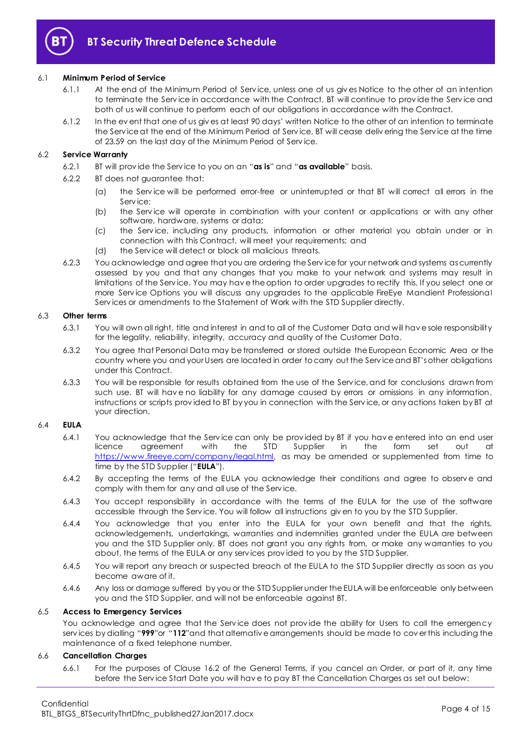### 6.1 Minimum Period of Service

6.1.1 At the end of the Minimum Period of Service, unless one of us gives Notice to the other of an intention to terminate the Service in accordance with the Contract, BT will continue to provide the Service and both of us will continue to perform each of our obligations in accordance with the Contract.

6.1.2 In the event that one of us gives at least 90 days' written Notice to the other of an intention to terminate the Service at the end of the Minimum Period of Service, BT will cease delivering the Service at the time of 23.59 on the last day of the Minimum Period of Service.

### 6.2 Service Warranty

6.2.1 BT will provide the Service to you on an "**as is**" and "**as available**" basis.

6.2.2 BT does not guarantee that:

(a) the Service will be performed error-free or uninterrupted or that BT will correct all errors in the Service;

(b) the Service will operate in combination with your content or applications or with any other software, hardware, systems or data;

(c) the Service, including any products, information or other material you obtain under or in connection with this Contract, will meet your requirements; and

(d) the Service will detect or block all malicious threats.

6.2.3 You acknowledge and agree that you are ordering the Service for your network and systems as currently assessed by you and that any changes that you make to your network and systems may result in limitations of the Service. You may have the option to order upgrades to rectify this. If you select one or more Service Options you will discuss any upgrades to the applicable FireEye Mandient Professional Services or amendments to the Statement of Work with the STD Supplier directly.

### 6.3 Other terms

6.3.1 You will own all right, title and interest in and to all of the Customer Data and will have sole responsibility for the legality, reliability, integrity, accuracy and quality of the Customer Data.

6.3.2 You agree that Personal Data may be transferred or stored outside the European Economic Area or the country where you and your Users are located in order to carry out the Service and BT's other obligations under this Contract.

6.3.3 You will be responsible for results obtained from the use of the Service, and for conclusions drawn from such use. BT will have no liability for any damage caused by errors or omissions in any information, instructions or scripts provided to BT by you in connection with the Service, or any actions taken by BT at your direction.

### 6.4 EULA

6.4.1 You acknowledge that the Service can only be provided by BT if you have entered into an end user licence agreement with the STD Supplier in the form set out at https://www.fireeye.com/company/legal.html, as may be amended or supplemented from time to time by the STD Supplier ("**EULA**").

6.4.2 By accepting the terms of the EULA you acknowledge their conditions and agree to observe and comply with them for any and all use of the Service.

6.4.3 You accept responsibility in accordance with the terms of the EULA for the use of the software accessible through the Service. You will follow all instructions given to you by the STD Supplier.

6.4.4 You acknowledge that you enter into the EULA for your own benefit and that the rights, acknowledgements, undertakings, warranties and indemnities granted under the EULA are between you and the STD Supplier only. BT does not grant you any rights from, or make any warranties to you about, the terms of the EULA or any services provided to you by the STD Supplier.

6.4.5 You will report any breach or suspected breach of the EULA to the STD Supplier directly as soon as you become aware of it.

6.4.6 Any loss or damage suffered by you or the STD Supplier under the EULA will be enforceable only between you and the STD Supplier, and will not be enforceable against BT.

### 6.5 Access to Emergency Services

You acknowledge and agree that the Service does not provide the ability for Users to call the emergency services by dialling "**999**"or "**112**"and that alternative arrangements should be made to cover this including the maintenance of a fixed telephone number.

### 6.6 Cancellation Charges

6.6.1 For the purposes of Clause 16.2 of the General Terms, if you cancel an Order, or part of it, any time before the Service Start Date you will have to pay BT the Cancellation Charges as set out below: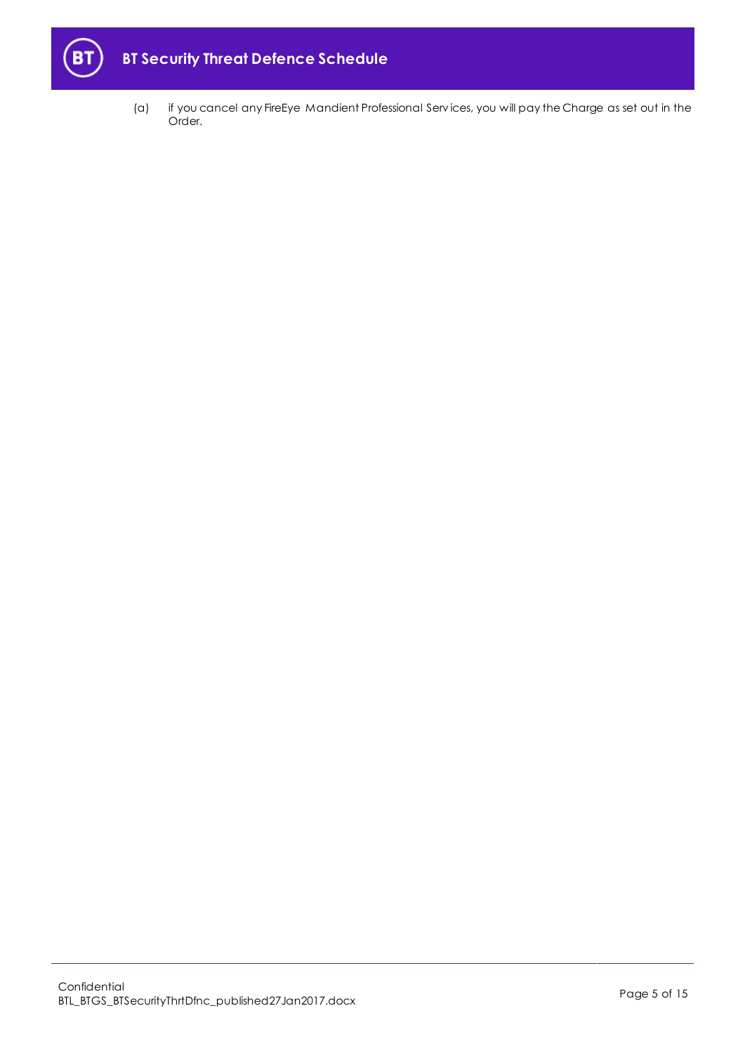(a) if you cancel any FireEye Mandient Professional Services, you will pay the Charge as set out in the Order.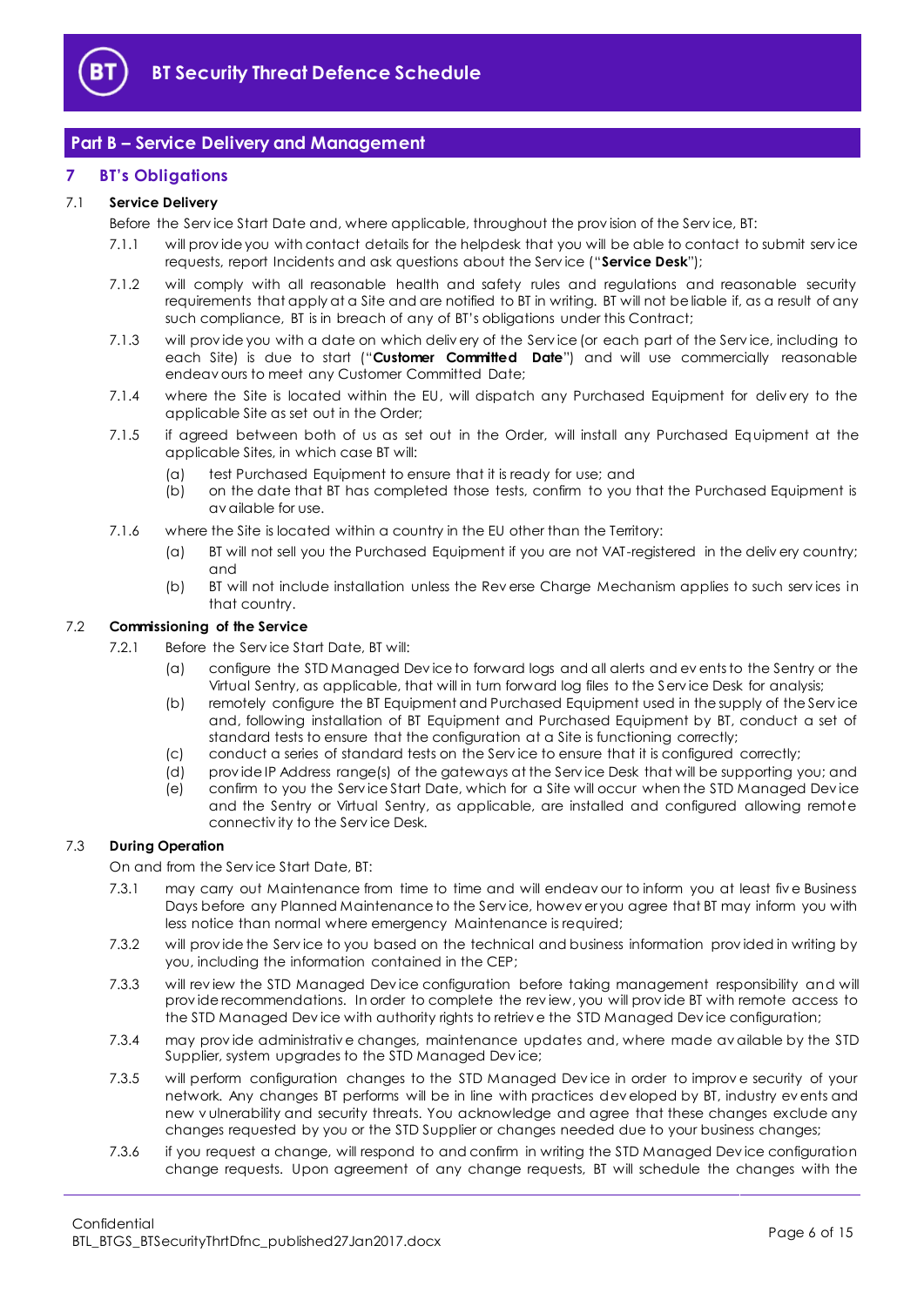## Part B – Service Delivery and Management

### 7 BT's Obligations

7.1 **Service Delivery**

Before the Service Start Date and, where applicable, throughout the provision of the Service, BT:

7.1.1 will provide you with contact details for the helpdesk that you will be able to contact to submit service requests, report Incidents and ask questions about the Service ("**Service Desk**");

7.1.2 will comply with all reasonable health and safety rules and regulations and reasonable security requirements that apply at a Site and are notified to BT in writing. BT will not be liable if, as a result of any such compliance, BT is in breach of any of BT's obligations under this Contract;

7.1.3 will provide you with a date on which delivery of the Service (or each part of the Service, including to each Site) is due to start ("**Customer Committed Date**") and will use commercially reasonable endeavours to meet any Customer Committed Date;

7.1.4 where the Site is located within the EU, will dispatch any Purchased Equipment for delivery to the applicable Site as set out in the Order;

7.1.5 if agreed between both of us as set out in the Order, will install any Purchased Equipment at the applicable Sites, in which case BT will:

(a) test Purchased Equipment to ensure that it is ready for use; and

(b) on the date that BT has completed those tests, confirm to you that the Purchased Equipment is available for use.

7.1.6 where the Site is located within a country in the EU other than the Territory:

(a) BT will not sell you the Purchased Equipment if you are not VAT-registered in the delivery country; and

(b) BT will not include installation unless the Reverse Charge Mechanism applies to such services in that country.

7.2 **Commissioning of the Service**

7.2.1 Before the Service Start Date, BT will:

(a) configure the STD Managed Device to forward logs and all alerts and events to the Sentry or the Virtual Sentry, as applicable, that will in turn forward log files to the Service Desk for analysis;

(b) remotely configure the BT Equipment and Purchased Equipment used in the supply of the Service and, following installation of BT Equipment and Purchased Equipment by BT, conduct a set of standard tests to ensure that the configuration at a Site is functioning correctly;

(c) conduct a series of standard tests on the Service to ensure that it is configured correctly;

(d) provide IP Address range(s) of the gateways at the Service Desk that will be supporting you; and

(e) confirm to you the Service Start Date, which for a Site will occur when the STD Managed Device and the Sentry or Virtual Sentry, as applicable, are installed and configured allowing remote connectivity to the Service Desk.

7.3 **During Operation**

On and from the Service Start Date, BT:

7.3.1 may carry out Maintenance from time to time and will endeavour to inform you at least five Business Days before any Planned Maintenance to the Service, however you agree that BT may inform you with less notice than normal where emergency Maintenance is required;

7.3.2 will provide the Service to you based on the technical and business information provided in writing by you, including the information contained in the CEP;

7.3.3 will review the STD Managed Device configuration before taking management responsibility and will provide recommendations. In order to complete the review, you will provide BT with remote access to the STD Managed Device with authority rights to retrieve the STD Managed Device configuration;

7.3.4 may provide administrative changes, maintenance updates and, where made available by the STD Supplier, system upgrades to the STD Managed Device;

7.3.5 will perform configuration changes to the STD Managed Device in order to improve security of your network. Any changes BT performs will be in line with practices developed by BT, industry events and new vulnerability and security threats. You acknowledge and agree that these changes exclude any changes requested by you or the STD Supplier or changes needed due to your business changes;

7.3.6 if you request a change, will respond to and confirm in writing the STD Managed Device configuration change requests. Upon agreement of any change requests, BT will schedule the changes with the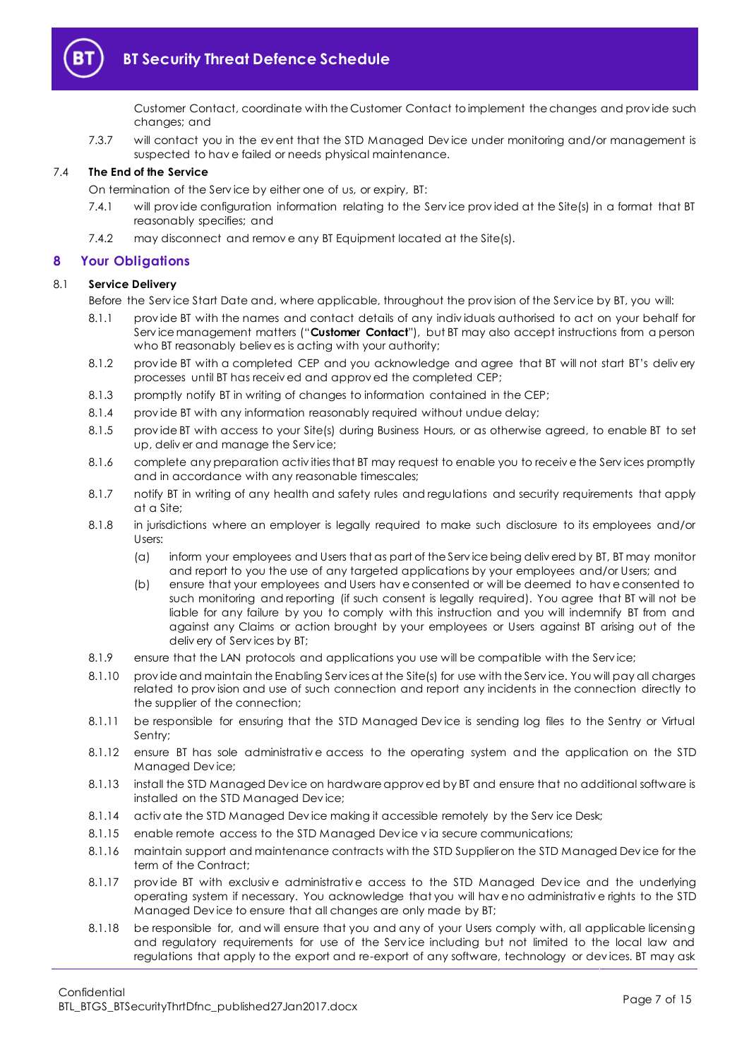Customer Contact, coordinate with the Customer Contact to implement the changes and provide such changes; and

7.3.7 will contact you in the event that the STD Managed Device under monitoring and/or management is suspected to have failed or needs physical maintenance.

### 7.4 The End of the Service

On termination of the Service by either one of us, or expiry, BT:

7.4.1 will provide configuration information relating to the Service provided at the Site(s) in a format that BT reasonably specifies; and

7.4.2 may disconnect and remove any BT Equipment located at the Site(s).

## 8 Your Obligations

### 8.1 Service Delivery

Before the Service Start Date and, where applicable, throughout the provision of the Service by BT, you will:

8.1.1 provide BT with the names and contact details of any individuals authorised to act on your behalf for Service management matters ("**Customer Contact**"), but BT may also accept instructions from a person who BT reasonably believes is acting with your authority;

8.1.2 provide BT with a completed CEP and you acknowledge and agree that BT will not start BT's delivery processes until BT has received and approved the completed CEP;

8.1.3 promptly notify BT in writing of changes to information contained in the CEP;

8.1.4 provide BT with any information reasonably required without undue delay;

8.1.5 provide BT with access to your Site(s) during Business Hours, or as otherwise agreed, to enable BT to set up, deliver and manage the Service;

8.1.6 complete any preparation activities that BT may request to enable you to receive the Services promptly and in accordance with any reasonable timescales;

8.1.7 notify BT in writing of any health and safety rules and regulations and security requirements that apply at a Site;

8.1.8 in jurisdictions where an employer is legally required to make such disclosure to its employees and/or Users:

(a) inform your employees and Users that as part of the Service being delivered by BT, BT may monitor and report to you the use of any targeted applications by your employees and/or Users; and

(b) ensure that your employees and Users have consented or will be deemed to have consented to such monitoring and reporting (if such consent is legally required). You agree that BT will not be liable for any failure by you to comply with this instruction and you will indemnify BT from and against any Claims or action brought by your employees or Users against BT arising out of the delivery of Services by BT;

8.1.9 ensure that the LAN protocols and applications you use will be compatible with the Service;

8.1.10 provide and maintain the Enabling Services at the Site(s) for use with the Service. You will pay all charges related to provision and use of such connection and report any incidents in the connection directly to the supplier of the connection;

8.1.11 be responsible for ensuring that the STD Managed Device is sending log files to the Sentry or Virtual Sentry;

8.1.12 ensure BT has sole administrative access to the operating system and the application on the STD Managed Device;

8.1.13 install the STD Managed Device on hardware approved by BT and ensure that no additional software is installed on the STD Managed Device;

8.1.14 activate the STD Managed Device making it accessible remotely by the Service Desk;

8.1.15 enable remote access to the STD Managed Device via secure communications;

8.1.16 maintain support and maintenance contracts with the STD Supplier on the STD Managed Device for the term of the Contract;

8.1.17 provide BT with exclusive administrative access to the STD Managed Device and the underlying operating system if necessary. You acknowledge that you will have no administrative rights to the STD Managed Device to ensure that all changes are only made by BT;

8.1.18 be responsible for, and will ensure that you and any of your Users comply with, all applicable licensing and regulatory requirements for use of the Service including but not limited to the local law and regulations that apply to the export and re-export of any software, technology or devices. BT may ask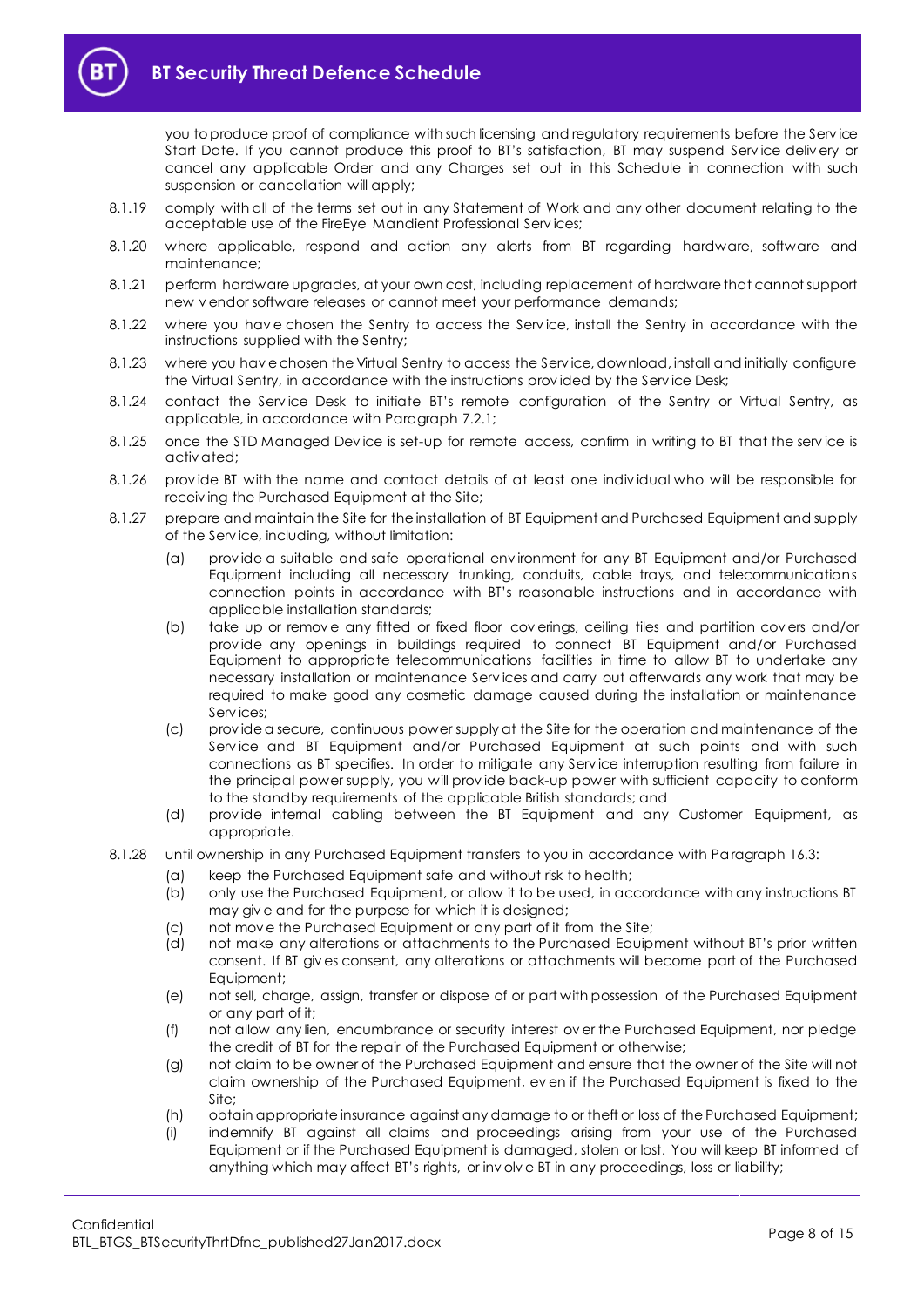you to produce proof of compliance with such licensing and regulatory requirements before the Service Start Date. If you cannot produce this proof to BT's satisfaction, BT may suspend Service delivery or cancel any applicable Order and any Charges set out in this Schedule in connection with such suspension or cancellation will apply;

8.1.19 comply with all of the terms set out in any Statement of Work and any other document relating to the acceptable use of the FireEye Mandient Professional Services;

8.1.20 where applicable, respond and action any alerts from BT regarding hardware, software and maintenance;

8.1.21 perform hardware upgrades, at your own cost, including replacement of hardware that cannot support new vendor software releases or cannot meet your performance demands;

8.1.22 where you have chosen the Sentry to access the Service, install the Sentry in accordance with the instructions supplied with the Sentry;

8.1.23 where you have chosen the Virtual Sentry to access the Service, download, install and initially configure the Virtual Sentry, in accordance with the instructions provided by the Service Desk;

8.1.24 contact the Service Desk to initiate BT's remote configuration of the Sentry or Virtual Sentry, as applicable, in accordance with Paragraph 7.2.1;

8.1.25 once the STD Managed Device is set-up for remote access, confirm in writing to BT that the service is activated;

8.1.26 provide BT with the name and contact details of at least one individual who will be responsible for receiving the Purchased Equipment at the Site;

8.1.27 prepare and maintain the Site for the installation of BT Equipment and Purchased Equipment and supply of the Service, including, without limitation:

(a) provide a suitable and safe operational environment for any BT Equipment and/or Purchased Equipment including all necessary trunking, conduits, cable trays, and telecommunications connection points in accordance with BT's reasonable instructions and in accordance with applicable installation standards;

(b) take up or remove any fitted or fixed floor coverings, ceiling tiles and partition covers and/or provide any openings in buildings required to connect BT Equipment and/or Purchased Equipment to appropriate telecommunications facilities in time to allow BT to undertake any necessary installation or maintenance Services and carry out afterwards any work that may be required to make good any cosmetic damage caused during the installation or maintenance Services;

(c) provide a secure, continuous power supply at the Site for the operation and maintenance of the Service and BT Equipment and/or Purchased Equipment at such points and with such connections as BT specifies. In order to mitigate any Service interruption resulting from failure in the principal power supply, you will provide back-up power with sufficient capacity to conform to the standby requirements of the applicable British standards; and

(d) provide internal cabling between the BT Equipment and any Customer Equipment, as appropriate.

8.1.28 until ownership in any Purchased Equipment transfers to you in accordance with Paragraph 16.3:

(a) keep the Purchased Equipment safe and without risk to health;

(b) only use the Purchased Equipment, or allow it to be used, in accordance with any instructions BT may give and for the purpose for which it is designed;

(c) not move the Purchased Equipment or any part of it from the Site;

(d) not make any alterations or attachments to the Purchased Equipment without BT's prior written consent. If BT gives consent, any alterations or attachments will become part of the Purchased Equipment;

(e) not sell, charge, assign, transfer or dispose of or part with possession of the Purchased Equipment or any part of it;

(f) not allow any lien, encumbrance or security interest over the Purchased Equipment, nor pledge the credit of BT for the repair of the Purchased Equipment or otherwise;

(g) not claim to be owner of the Purchased Equipment and ensure that the owner of the Site will not claim ownership of the Purchased Equipment, even if the Purchased Equipment is fixed to the Site;

(h) obtain appropriate insurance against any damage to or theft or loss of the Purchased Equipment;

(i) indemnify BT against all claims and proceedings arising from your use of the Purchased Equipment or if the Purchased Equipment is damaged, stolen or lost. You will keep BT informed of anything which may affect BT's rights, or involve BT in any proceedings, loss or liability;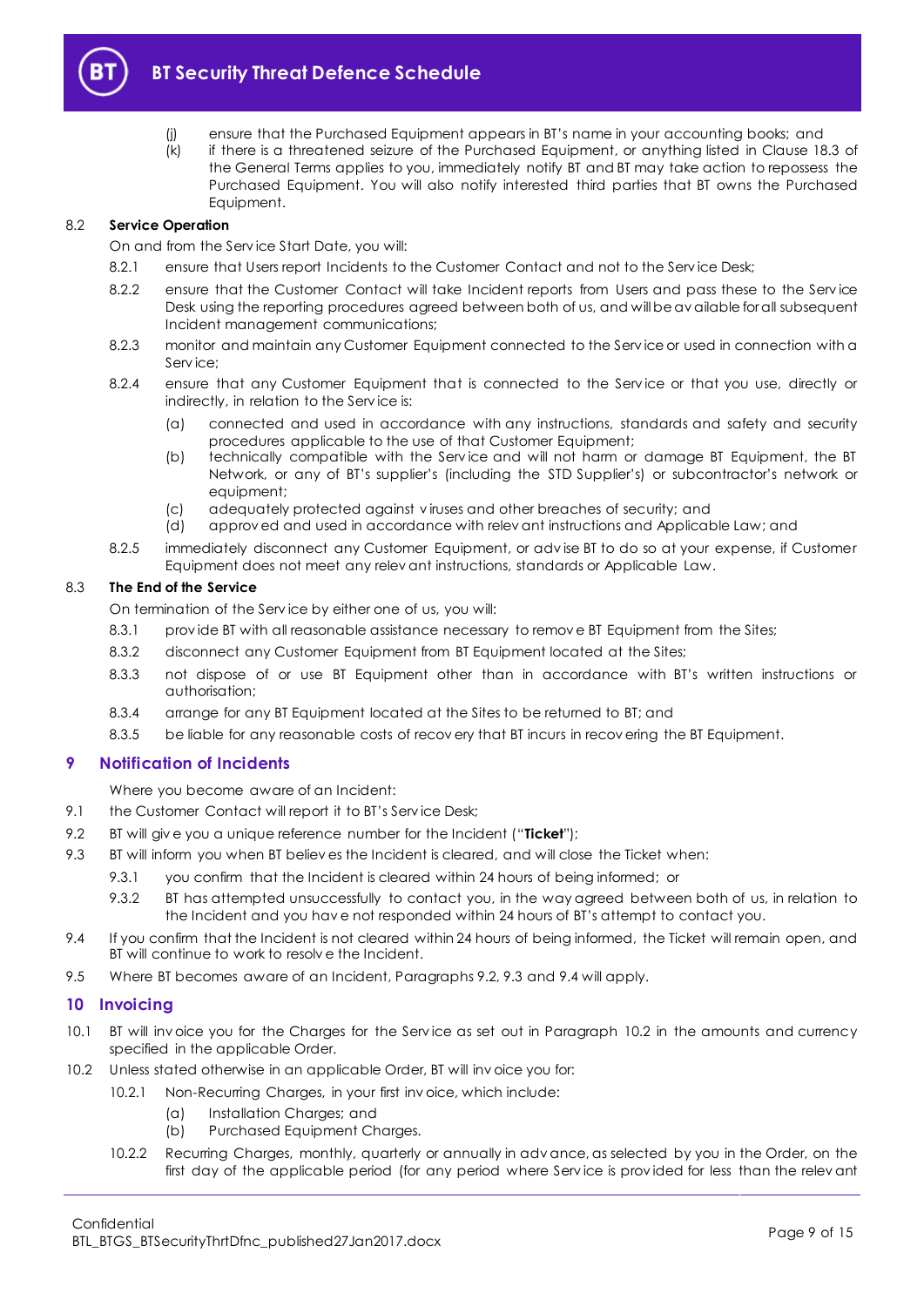(j) ensure that the Purchased Equipment appears in BT's name in your accounting books; and

(k) if there is a threatened seizure of the Purchased Equipment, or anything listed in Clause 18.3 of the General Terms applies to you, immediately notify BT and BT may take action to repossess the Purchased Equipment. You will also notify interested third parties that BT owns the Purchased Equipment.

### 8.2 Service Operation

On and from the Service Start Date, you will:

8.2.1 ensure that Users report Incidents to the Customer Contact and not to the Service Desk;

8.2.2 ensure that the Customer Contact will take Incident reports from Users and pass these to the Service Desk using the reporting procedures agreed between both of us, and will be available for all subsequent Incident management communications;

8.2.3 monitor and maintain any Customer Equipment connected to the Service or used in connection with a Service;

8.2.4 ensure that any Customer Equipment that is connected to the Service or that you use, directly or indirectly, in relation to the Service is:

(a) connected and used in accordance with any instructions, standards and safety and security procedures applicable to the use of that Customer Equipment;

(b) technically compatible with the Service and will not harm or damage BT Equipment, the BT Network, or any of BT's supplier's (including the STD Supplier's) or subcontractor's network or equipment;

(c) adequately protected against viruses and other breaches of security; and

(d) approved and used in accordance with relevant instructions and Applicable Law; and

8.2.5 immediately disconnect any Customer Equipment, or advise BT to do so at your expense, if Customer Equipment does not meet any relevant instructions, standards or Applicable Law.

### 8.3 The End of the Service

On termination of the Service by either one of us, you will:

8.3.1 provide BT with all reasonable assistance necessary to remove BT Equipment from the Sites;

8.3.2 disconnect any Customer Equipment from BT Equipment located at the Sites;

8.3.3 not dispose of or use BT Equipment other than in accordance with BT's written instructions or authorisation;

8.3.4 arrange for any BT Equipment located at the Sites to be returned to BT; and

8.3.5 be liable for any reasonable costs of recovery that BT incurs in recovering the BT Equipment.

## 9 Notification of Incidents

Where you become aware of an Incident:

9.1 the Customer Contact will report it to BT's Service Desk;

9.2 BT will give you a unique reference number for the Incident ("**Ticket**");

9.3 BT will inform you when BT believes the Incident is cleared, and will close the Ticket when:

9.3.1 you confirm that the Incident is cleared within 24 hours of being informed; or

9.3.2 BT has attempted unsuccessfully to contact you, in the way agreed between both of us, in relation to the Incident and you have not responded within 24 hours of BT's attempt to contact you.

9.4 If you confirm that the Incident is not cleared within 24 hours of being informed, the Ticket will remain open, and BT will continue to work to resolve the Incident.

9.5 Where BT becomes aware of an Incident, Paragraphs 9.2, 9.3 and 9.4 will apply.

## 10 Invoicing

10.1 BT will invoice you for the Charges for the Service as set out in Paragraph 10.2 in the amounts and currency specified in the applicable Order.

10.2 Unless stated otherwise in an applicable Order, BT will invoice you for:

10.2.1 Non-Recurring Charges, in your first invoice, which include:

(a) Installation Charges; and

(b) Purchased Equipment Charges.

10.2.2 Recurring Charges, monthly, quarterly or annually in advance, as selected by you in the Order, on the first day of the applicable period (for any period where Service is provided for less than the relevant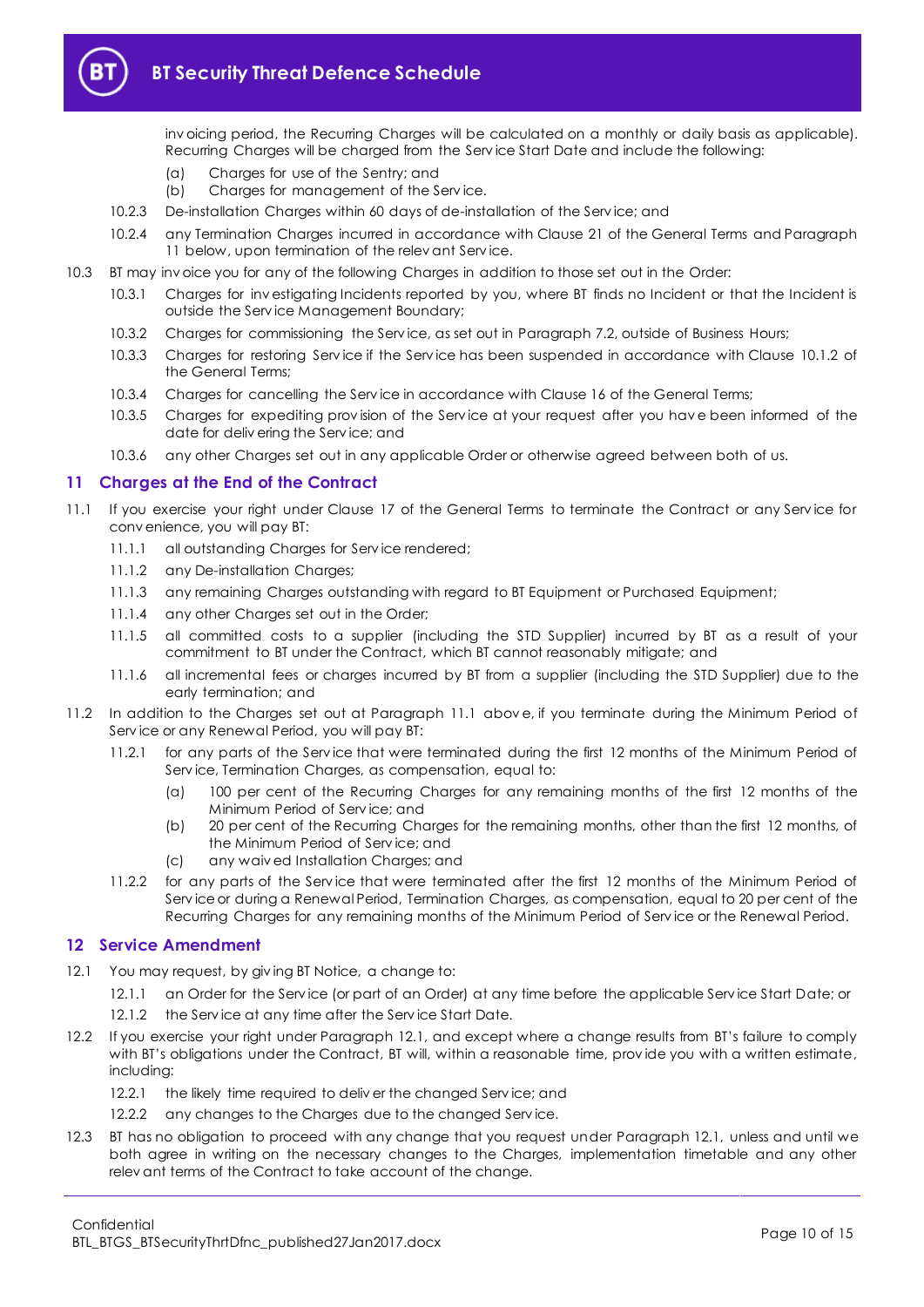invoicing period, the Recurring Charges will be calculated on a monthly or daily basis as applicable). Recurring Charges will be charged from the Service Start Date and include the following:

(a) Charges for use of the Sentry; and

(b) Charges for management of the Service.

10.2.3 De-installation Charges within 60 days of de-installation of the Service; and

10.2.4 any Termination Charges incurred in accordance with Clause 21 of the General Terms and Paragraph 11 below, upon termination of the relevant Service.

10.3 BT may invoice you for any of the following Charges in addition to those set out in the Order:

10.3.1 Charges for investigating Incidents reported by you, where BT finds no Incident or that the Incident is outside the Service Management Boundary;

10.3.2 Charges for commissioning the Service, as set out in Paragraph 7.2, outside of Business Hours;

10.3.3 Charges for restoring Service if the Service has been suspended in accordance with Clause 10.1.2 of the General Terms;

10.3.4 Charges for cancelling the Service in accordance with Clause 16 of the General Terms;

10.3.5 Charges for expediting provision of the Service at your request after you have been informed of the date for delivering the Service; and

10.3.6 any other Charges set out in any applicable Order or otherwise agreed between both of us.

## 11 Charges at the End of the Contract

11.1 If you exercise your right under Clause 17 of the General Terms to terminate the Contract or any Service for convenience, you will pay BT:

11.1.1 all outstanding Charges for Service rendered;

11.1.2 any De-installation Charges;

11.1.3 any remaining Charges outstanding with regard to BT Equipment or Purchased Equipment;

11.1.4 any other Charges set out in the Order;

11.1.5 all committed costs to a supplier (including the STD Supplier) incurred by BT as a result of your commitment to BT under the Contract, which BT cannot reasonably mitigate; and

11.1.6 all incremental fees or charges incurred by BT from a supplier (including the STD Supplier) due to the early termination; and

11.2 In addition to the Charges set out at Paragraph 11.1 above, if you terminate during the Minimum Period of Service or any Renewal Period, you will pay BT:

11.2.1 for any parts of the Service that were terminated during the first 12 months of the Minimum Period of Service, Termination Charges, as compensation, equal to:

(a) 100 per cent of the Recurring Charges for any remaining months of the first 12 months of the Minimum Period of Service; and

(b) 20 per cent of the Recurring Charges for the remaining months, other than the first 12 months, of the Minimum Period of Service; and

(c) any waived Installation Charges; and

11.2.2 for any parts of the Service that were terminated after the first 12 months of the Minimum Period of Service or during a Renewal Period, Termination Charges, as compensation, equal to 20 per cent of the Recurring Charges for any remaining months of the Minimum Period of Service or the Renewal Period.

## 12 Service Amendment

12.1 You may request, by giving BT Notice, a change to:

12.1.1 an Order for the Service (or part of an Order) at any time before the applicable Service Start Date; or

12.1.2 the Service at any time after the Service Start Date.

12.2 If you exercise your right under Paragraph 12.1, and except where a change results from BT's failure to comply with BT's obligations under the Contract, BT will, within a reasonable time, provide you with a written estimate, including:

12.2.1 the likely time required to deliver the changed Service; and

12.2.2 any changes to the Charges due to the changed Service.

12.3 BT has no obligation to proceed with any change that you request under Paragraph 12.1, unless and until we both agree in writing on the necessary changes to the Charges, implementation timetable and any other relevant terms of the Contract to take account of the change.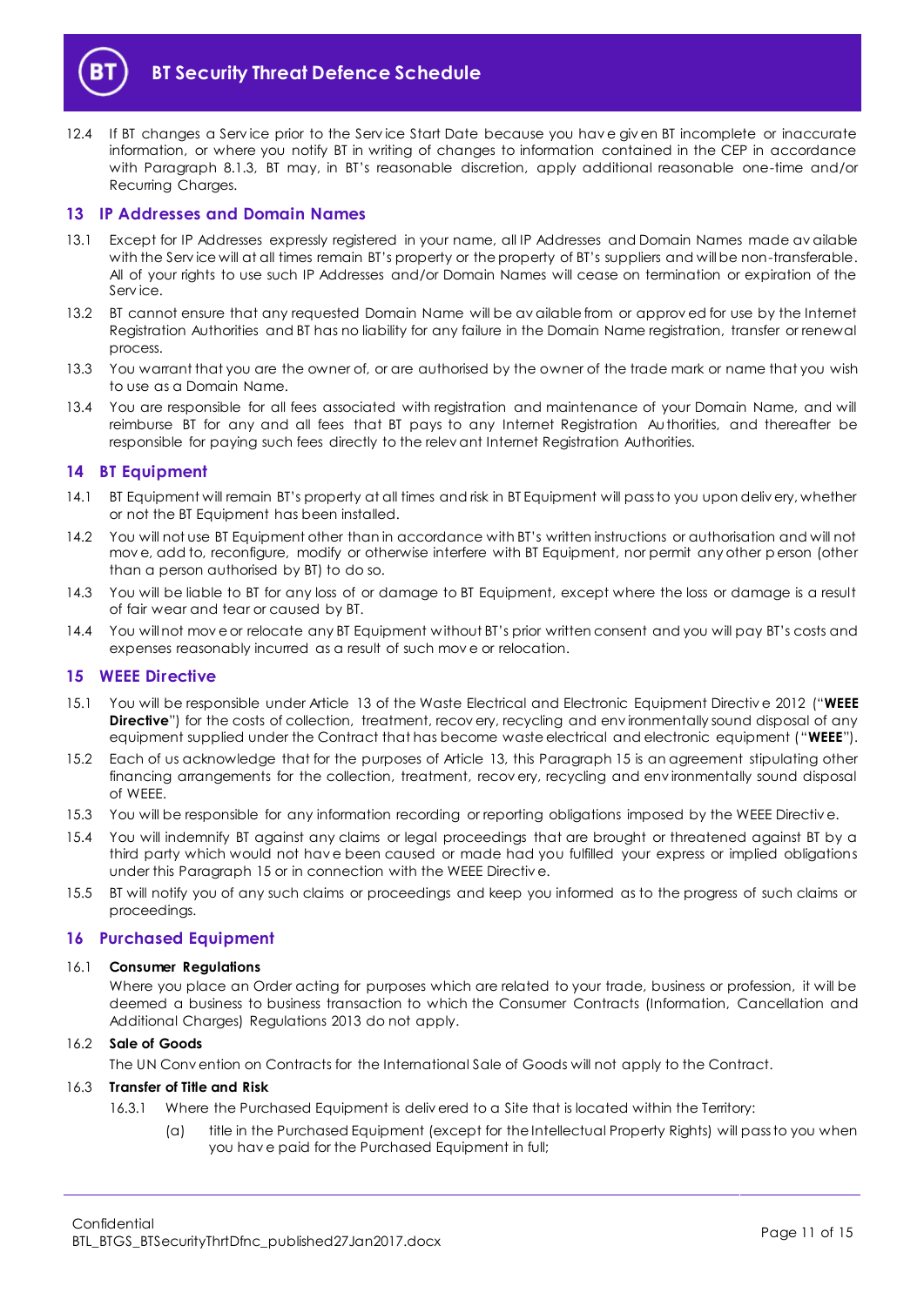12.4 If BT changes a Service prior to the Service Start Date because you have given BT incomplete or inaccurate information, or where you notify BT in writing of changes to information contained in the CEP in accordance with Paragraph 8.1.3, BT may, in BT's reasonable discretion, apply additional reasonable one-time and/or Recurring Charges.

## 13 IP Addresses and Domain Names

13.1 Except for IP Addresses expressly registered in your name, all IP Addresses and Domain Names made available with the Service will at all times remain BT's property or the property of BT's suppliers and will be non-transferable. All of your rights to use such IP Addresses and/or Domain Names will cease on termination or expiration of the Service.

13.2 BT cannot ensure that any requested Domain Name will be available from or approved for use by the Internet Registration Authorities and BT has no liability for any failure in the Domain Name registration, transfer or renewal process.

13.3 You warrant that you are the owner of, or are authorised by the owner of the trade mark or name that you wish to use as a Domain Name.

13.4 You are responsible for all fees associated with registration and maintenance of your Domain Name, and will reimburse BT for any and all fees that BT pays to any Internet Registration Authorities, and thereafter be responsible for paying such fees directly to the relevant Internet Registration Authorities.

## 14 BT Equipment

14.1 BT Equipment will remain BT's property at all times and risk in BT Equipment will pass to you upon delivery, whether or not the BT Equipment has been installed.

14.2 You will not use BT Equipment other than in accordance with BT's written instructions or authorisation and will not move, add to, reconfigure, modify or otherwise interfere with BT Equipment, nor permit any other person (other than a person authorised by BT) to do so.

14.3 You will be liable to BT for any loss of or damage to BT Equipment, except where the loss or damage is a result of fair wear and tear or caused by BT.

14.4 You will not move or relocate any BT Equipment without BT's prior written consent and you will pay BT's costs and expenses reasonably incurred as a result of such move or relocation.

## 15 WEEE Directive

15.1 You will be responsible under Article 13 of the Waste Electrical and Electronic Equipment Directive 2012 ("**WEEE Directive**") for the costs of collection, treatment, recovery, recycling and environmentally sound disposal of any equipment supplied under the Contract that has become waste electrical and electronic equipment ("**WEEE**").

15.2 Each of us acknowledge that for the purposes of Article 13, this Paragraph 15 is an agreement stipulating other financing arrangements for the collection, treatment, recovery, recycling and environmentally sound disposal of WEEE.

15.3 You will be responsible for any information recording or reporting obligations imposed by the WEEE Directive.

15.4 You will indemnify BT against any claims or legal proceedings that are brought or threatened against BT by a third party which would not have been caused or made had you fulfilled your express or implied obligations under this Paragraph 15 or in connection with the WEEE Directive.

15.5 BT will notify you of any such claims or proceedings and keep you informed as to the progress of such claims or proceedings.

## 16 Purchased Equipment

16.1 **Consumer Regulations**

Where you place an Order acting for purposes which are related to your trade, business or profession, it will be deemed a business to business transaction to which the Consumer Contracts (Information, Cancellation and Additional Charges) Regulations 2013 do not apply.

16.2 **Sale of Goods**

The UN Convention on Contracts for the International Sale of Goods will not apply to the Contract.

16.3 **Transfer of Title and Risk**

16.3.1 Where the Purchased Equipment is delivered to a Site that is located within the Territory:

(a) title in the Purchased Equipment (except for the Intellectual Property Rights) will pass to you when you have paid for the Purchased Equipment in full;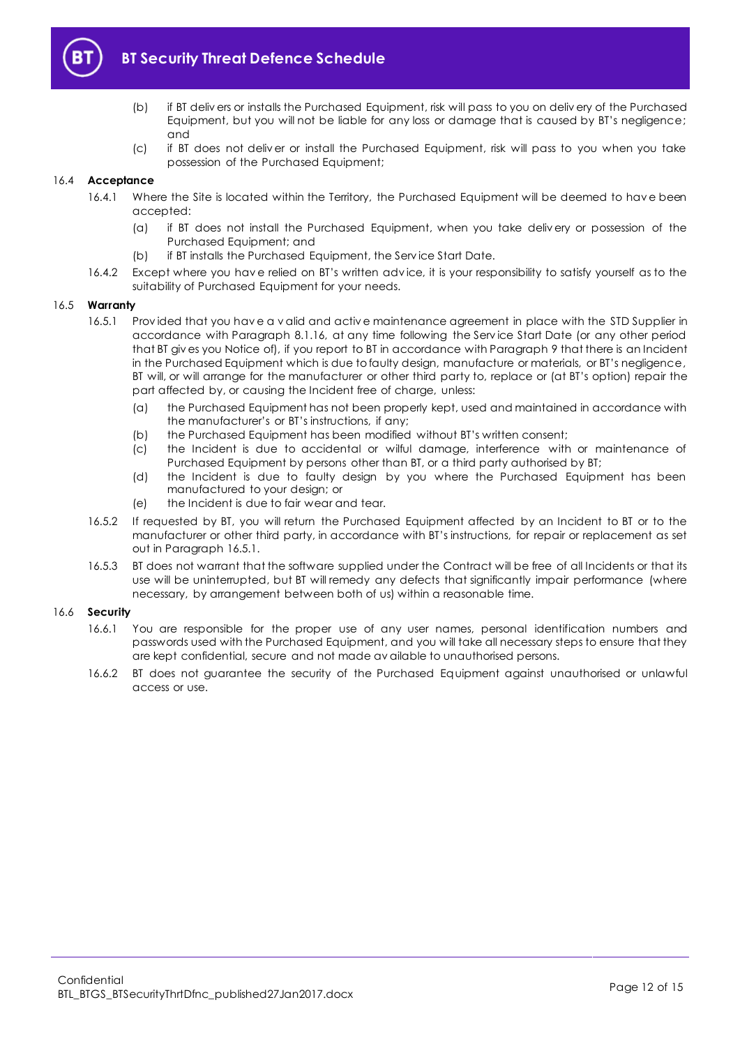(b) if BT delivers or installs the Purchased Equipment, risk will pass to you on delivery of the Purchased Equipment, but you will not be liable for any loss or damage that is caused by BT's negligence; and

(c) if BT does not deliver or install the Purchased Equipment, risk will pass to you when you take possession of the Purchased Equipment;

### 16.4 Acceptance

16.4.1 Where the Site is located within the Territory, the Purchased Equipment will be deemed to have been accepted:

(a) if BT does not install the Purchased Equipment, when you take delivery or possession of the Purchased Equipment; and

(b) if BT installs the Purchased Equipment, the Service Start Date.

16.4.2 Except where you have relied on BT's written advice, it is your responsibility to satisfy yourself as to the suitability of Purchased Equipment for your needs.

### 16.5 Warranty

16.5.1 Provided that you have a valid and active maintenance agreement in place with the STD Supplier in accordance with Paragraph 8.1.16, at any time following the Service Start Date (or any other period that BT gives you Notice of), if you report to BT in accordance with Paragraph 9 that there is an Incident in the Purchased Equipment which is due to faulty design, manufacture or materials, or BT's negligence, BT will, or will arrange for the manufacturer or other third party to, replace or (at BT's option) repair the part affected by, or causing the Incident free of charge, unless:

(a) the Purchased Equipment has not been properly kept, used and maintained in accordance with the manufacturer's or BT's instructions, if any;

(b) the Purchased Equipment has been modified without BT's written consent;

(c) the Incident is due to accidental or wilful damage, interference with or maintenance of Purchased Equipment by persons other than BT, or a third party authorised by BT;

(d) the Incident is due to faulty design by you where the Purchased Equipment has been manufactured to your design; or

(e) the Incident is due to fair wear and tear.

16.5.2 If requested by BT, you will return the Purchased Equipment affected by an Incident to BT or to the manufacturer or other third party, in accordance with BT's instructions, for repair or replacement as set out in Paragraph 16.5.1.

16.5.3 BT does not warrant that the software supplied under the Contract will be free of all Incidents or that its use will be uninterrupted, but BT will remedy any defects that significantly impair performance (where necessary, by arrangement between both of us) within a reasonable time.

### 16.6 Security

16.6.1 You are responsible for the proper use of any user names, personal identification numbers and passwords used with the Purchased Equipment, and you will take all necessary steps to ensure that they are kept confidential, secure and not made available to unauthorised persons.

16.6.2 BT does not guarantee the security of the Purchased Equipment against unauthorised or unlawful access or use.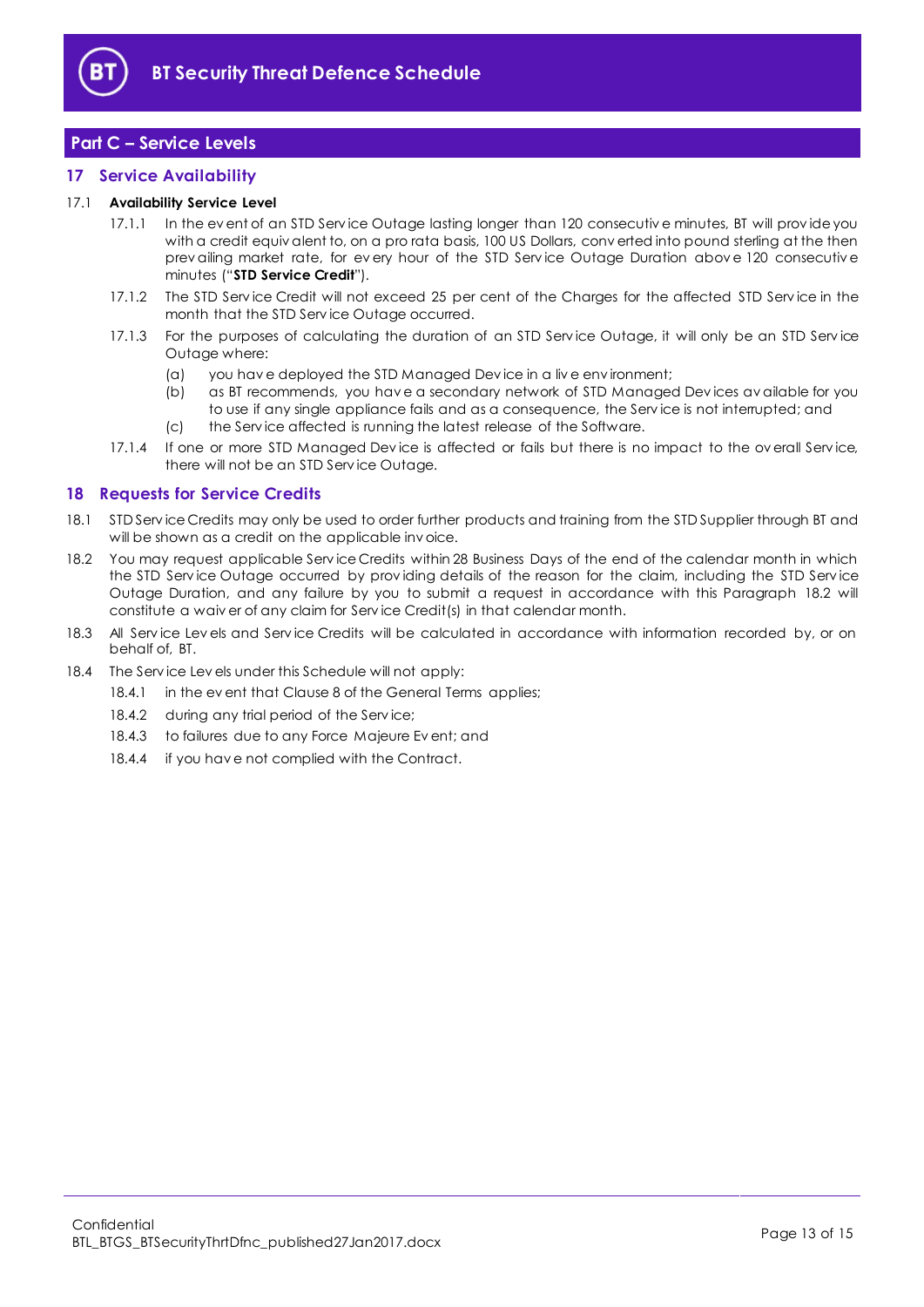## Part C – Service Levels

### 17 Service Availability

17.1 **Availability Service Level**

17.1.1 In the event of an STD Service Outage lasting longer than 120 consecutive minutes, BT will provide you with a credit equivalent to, on a pro rata basis, 100 US Dollars, converted into pound sterling at the then prevailing market rate, for every hour of the STD Service Outage Duration above 120 consecutive minutes ("**STD Service Credit**").

17.1.2 The STD Service Credit will not exceed 25 per cent of the Charges for the affected STD Service in the month that the STD Service Outage occurred.

17.1.3 For the purposes of calculating the duration of an STD Service Outage, it will only be an STD Service Outage where:

(a) you have deployed the STD Managed Device in a live environment;

(b) as BT recommends, you have a secondary network of STD Managed Devices available for you to use if any single appliance fails and as a consequence, the Service is not interrupted; and

(c) the Service affected is running the latest release of the Software.

17.1.4 If one or more STD Managed Device is affected or fails but there is no impact to the overall Service, there will not be an STD Service Outage.

### 18 Requests for Service Credits

18.1 STD Service Credits may only be used to order further products and training from the STD Supplier through BT and will be shown as a credit on the applicable invoice.

18.2 You may request applicable Service Credits within 28 Business Days of the end of the calendar month in which the STD Service Outage occurred by providing details of the reason for the claim, including the STD Service Outage Duration, and any failure by you to submit a request in accordance with this Paragraph 18.2 will constitute a waiver of any claim for Service Credit(s) in that calendar month.

18.3 All Service Levels and Service Credits will be calculated in accordance with information recorded by, or on behalf of, BT.

18.4 The Service Levels under this Schedule will not apply:

18.4.1 in the event that Clause 8 of the General Terms applies;

18.4.2 during any trial period of the Service;

18.4.3 to failures due to any Force Majeure Event; and

18.4.4 if you have not complied with the Contract.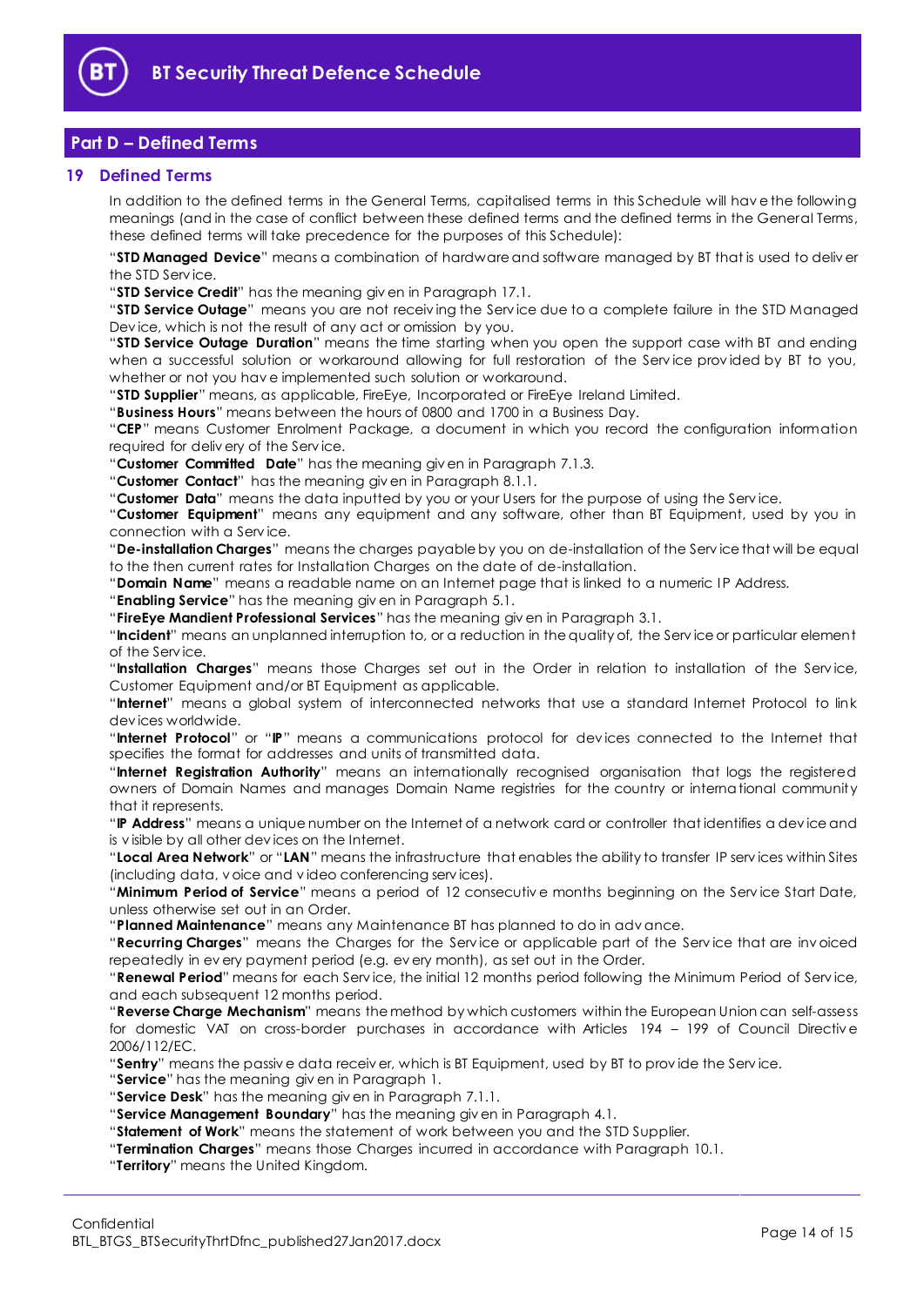## Part D – Defined Terms

### 19 Defined Terms

In addition to the defined terms in the General Terms, capitalised terms in this Schedule will have the following meanings (and in the case of conflict between these defined terms and the defined terms in the General Terms, these defined terms will take precedence for the purposes of this Schedule):

"**STD Managed Device**" means a combination of hardware and software managed by BT that is used to deliver the STD Service.

"**STD Service Credit**" has the meaning given in Paragraph 17.1.

"**STD Service Outage**" means you are not receiving the Service due to a complete failure in the STD Managed Device, which is not the result of any act or omission by you.

"**STD Service Outage Duration**" means the time starting when you open the support case with BT and ending when a successful solution or workaround allowing for full restoration of the Service provided by BT to you, whether or not you have implemented such solution or workaround.

"**STD Supplier**" means, as applicable, FireEye, Incorporated or FireEye Ireland Limited.

"**Business Hours**" means between the hours of 0800 and 1700 in a Business Day.

"**CEP**" means Customer Enrolment Package, a document in which you record the configuration information required for delivery of the Service.

"**Customer Committed Date**" has the meaning given in Paragraph 7.1.3.

"**Customer Contact**" has the meaning given in Paragraph 8.1.1.

"**Customer Data**" means the data inputted by you or your Users for the purpose of using the Service.

"**Customer Equipment**" means any equipment and any software, other than BT Equipment, used by you in connection with a Service.

"**De-installation Charges**" means the charges payable by you on de-installation of the Service that will be equal to the then current rates for Installation Charges on the date of de-installation.

"**Domain Name**" means a readable name on an Internet page that is linked to a numeric IP Address.

"**Enabling Service**" has the meaning given in Paragraph 5.1.

"**FireEye Mandient Professional Services**" has the meaning given in Paragraph 3.1.

"**Incident**" means an unplanned interruption to, or a reduction in the quality of, the Service or particular element of the Service.

"**Installation Charges**" means those Charges set out in the Order in relation to installation of the Service, Customer Equipment and/or BT Equipment as applicable.

"**Internet**" means a global system of interconnected networks that use a standard Internet Protocol to link devices worldwide.

"**Internet Protocol**" or "**IP**" means a communications protocol for devices connected to the Internet that specifies the format for addresses and units of transmitted data.

"**Internet Registration Authority**" means an internationally recognised organisation that logs the registered owners of Domain Names and manages Domain Name registries for the country or international community that it represents.

"**IP Address**" means a unique number on the Internet of a network card or controller that identifies a device and is visible by all other devices on the Internet.

"**Local Area Network**" or "**LAN**" means the infrastructure that enables the ability to transfer IP services within Sites (including data, voice and video conferencing services).

"**Minimum Period of Service**" means a period of 12 consecutive months beginning on the Service Start Date, unless otherwise set out in an Order.

"**Planned Maintenance**" means any Maintenance BT has planned to do in advance.

"**Recurring Charges**" means the Charges for the Service or applicable part of the Service that are invoiced repeatedly in every payment period (e.g. every month), as set out in the Order.

"**Renewal Period**" means for each Service, the initial 12 months period following the Minimum Period of Service, and each subsequent 12 months period.

"**Reverse Charge Mechanism**" means the method by which customers within the European Union can self-assess for domestic VAT on cross-border purchases in accordance with Articles 194 – 199 of Council Directive 2006/112/EC.

"**Sentry**" means the passive data receiver, which is BT Equipment, used by BT to provide the Service.

"**Service**" has the meaning given in Paragraph 1.

"**Service Desk**" has the meaning given in Paragraph 7.1.1.

"**Service Management Boundary**" has the meaning given in Paragraph 4.1.

"**Statement of Work**" means the statement of work between you and the STD Supplier.

"**Termination Charges**" means those Charges incurred in accordance with Paragraph 10.1.

"**Territory**" means the United Kingdom.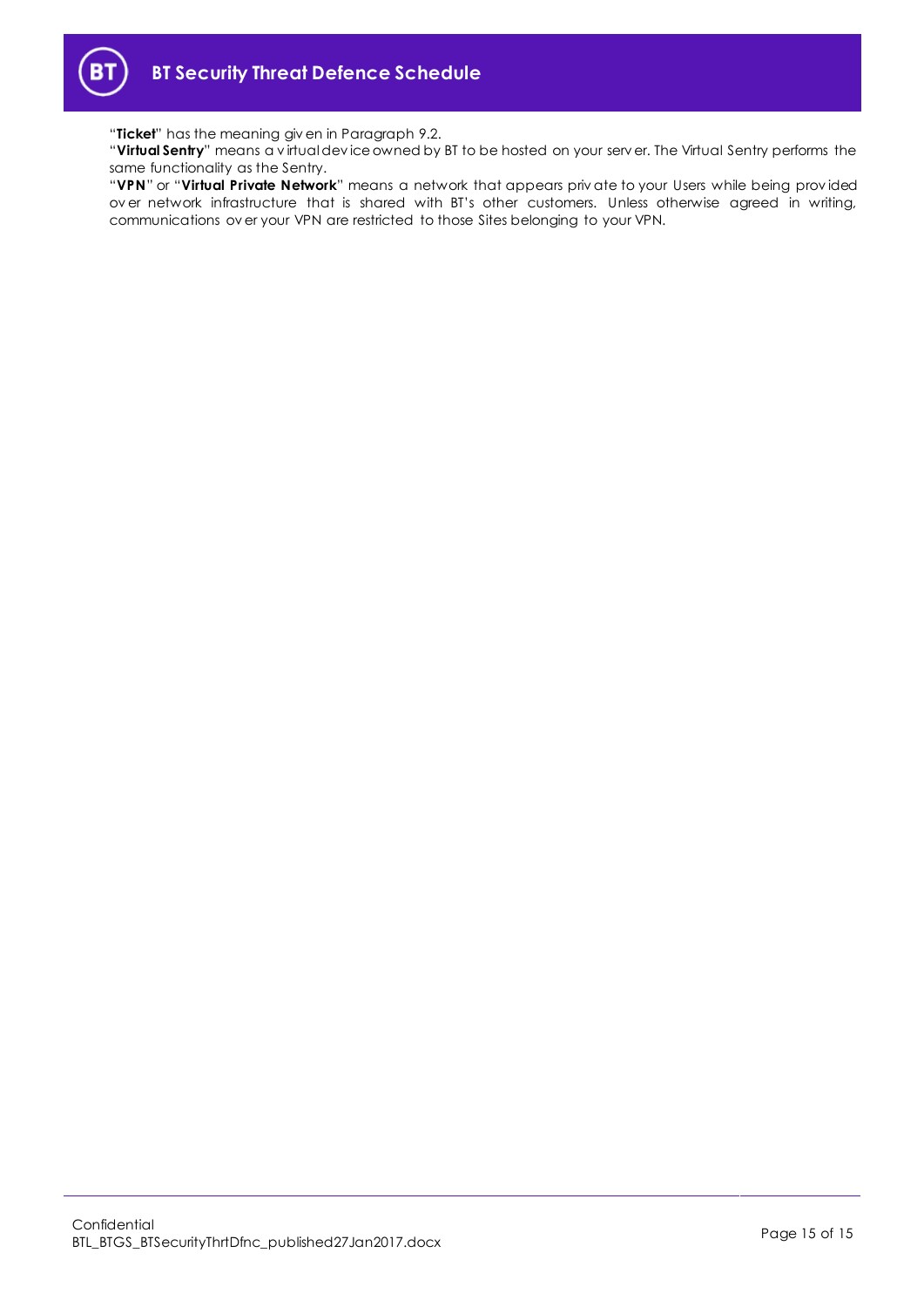"**Ticket**" has the meaning given in Paragraph 9.2.

"**Virtual Sentry**" means a virtual device owned by BT to be hosted on your server. The Virtual Sentry performs the same functionality as the Sentry.

"**VPN**" or "**Virtual Private Network**" means a network that appears private to your Users while being provided over network infrastructure that is shared with BT's other customers. Unless otherwise agreed in writing, communications over your VPN are restricted to those Sites belonging to your VPN.